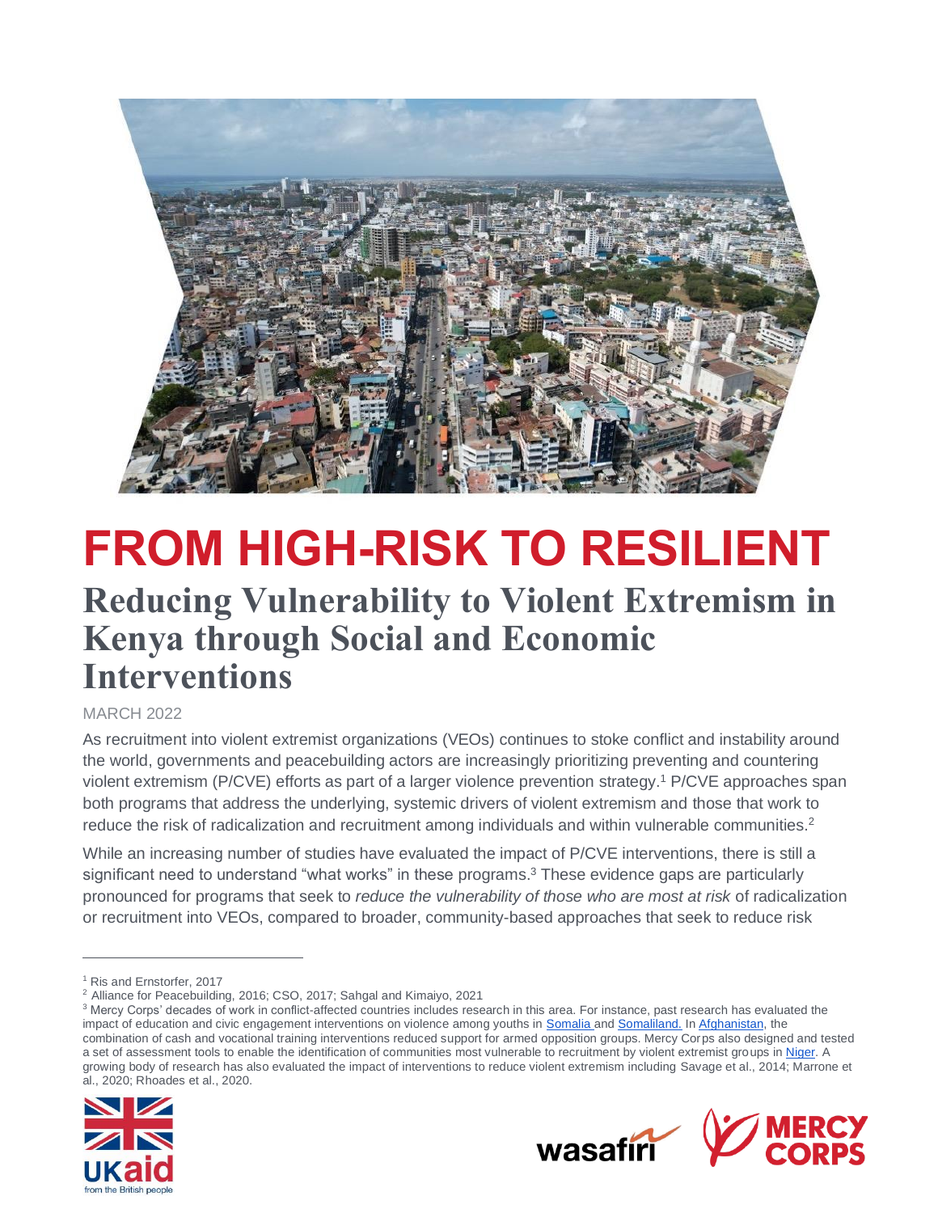# FROM HIGH-RISK TO RESILIENT

## Reducing Vulnerability to Violent Extremism in Kenya through Social and Economic Interventions

MARCH 2022

As recruitment into violent extremist organizations (VEOs) continues to stoke conflict and instability around the world, governments and peacebuilding actors are increasingly prioritizing preventing and countering violent extremism (P/CVE) efforts as part of a larger violence prevention strategy.[1] P/CVE approaches span both programs that address the underlying, systemic drivers of violent extremism and those that work to reduce the risk of radicalization and recruitment among individuals and within vulnerable communities.[2]

While an increasing number of studies have evaluated the impact of P/CVE interventions, there is still a significant need to understand "what works" in these programs.[3] These evidence gaps are particularly pronounced for programs that seek to *reduce the vulnerability of those who are most at risk* of radicalization or recruitment into VEOs, compared to broader, community-based approaches that seek to reduce risk

---

[1] Ris and Ernstorfer, 2017

[2] Alliance for Peacebuilding, 2016; CSO, 2017; Sahgal and Kimaiyo, 2021

[3] Mercy Corps' decades of work in conflict-affected countries includes research in this area. For instance, past research has evaluated the impact of education and civic engagement interventions on violence among youths in Somalia and Somaliland. In Afghanistan, the combination of cash and vocational training interventions reduced support for armed opposition groups. Mercy Corps also designed and tested a set of assessment tools to enable the identification of communities most vulnerable to recruitment by violent extremist groups in Niger. A growing body of research has also evaluated the impact of interventions to reduce violent extremism including Savage et al., 2014; Marrone et al., 2020; Rhoades et al., 2020.

UKaid from the British people | wasafiri | MERCY CORPS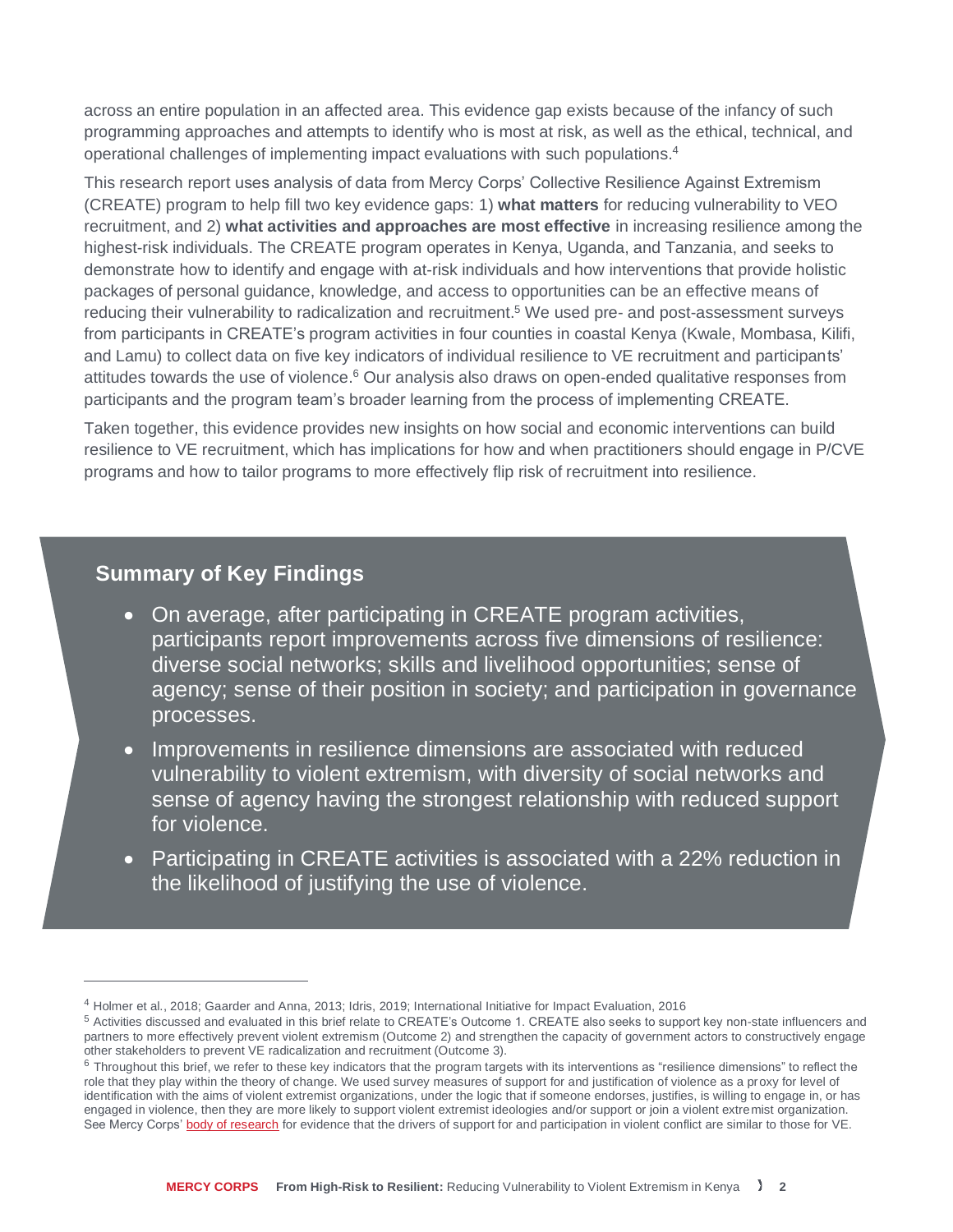across an entire population in an affected area. This evidence gap exists because of the infancy of such programming approaches and attempts to identify who is most at risk, as well as the ethical, technical, and operational challenges of implementing impact evaluations with such populations.[4]

This research report uses analysis of data from Mercy Corps' Collective Resilience Against Extremism (CREATE) program to help fill two key evidence gaps: 1) **what matters** for reducing vulnerability to VEO recruitment, and 2) **what activities and approaches are most effective** in increasing resilience among the highest-risk individuals. The CREATE program operates in Kenya, Uganda, and Tanzania, and seeks to demonstrate how to identify and engage with at-risk individuals and how interventions that provide holistic packages of personal guidance, knowledge, and access to opportunities can be an effective means of reducing their vulnerability to radicalization and recruitment.[5] We used pre- and post-assessment surveys from participants in CREATE's program activities in four counties in coastal Kenya (Kwale, Mombasa, Kilifi, and Lamu) to collect data on five key indicators of individual resilience to VE recruitment and participants' attitudes towards the use of violence.[6] Our analysis also draws on open-ended qualitative responses from participants and the program team's broader learning from the process of implementing CREATE.

Taken together, this evidence provides new insights on how social and economic interventions can build resilience to VE recruitment, which has implications for how and when practitioners should engage in P/CVE programs and how to tailor programs to more effectively flip risk of recruitment into resilience.

## Summary of Key Findings

- On average, after participating in CREATE program activities, participants report improvements across five dimensions of resilience: diverse social networks; skills and livelihood opportunities; sense of agency; sense of their position in society; and participation in governance processes.
- Improvements in resilience dimensions are associated with reduced vulnerability to violent extremism, with diversity of social networks and sense of agency having the strongest relationship with reduced support for violence.
- Participating in CREATE activities is associated with a 22% reduction in the likelihood of justifying the use of violence.

---

[4] Holmer et al., 2018; Gaarder and Anna, 2013; Idris, 2019; International Initiative for Impact Evaluation, 2016

[5] Activities discussed and evaluated in this brief relate to CREATE's Outcome 1. CREATE also seeks to support key non-state influencers and partners to more effectively prevent violent extremism (Outcome 2) and strengthen the capacity of government actors to constructively engage other stakeholders to prevent VE radicalization and recruitment (Outcome 3).

[6] Throughout this brief, we refer to these key indicators that the program targets with its interventions as "resilience dimensions" to reflect the role that they play within the theory of change. We used survey measures of support for and justification of violence as a proxy for level of identification with the aims of violent extremist organizations, under the logic that if someone endorses, justifies, is willing to engage in, or has engaged in violence, then they are more likely to support violent extremist ideologies and/or support or join a violent extremist organization. See Mercy Corps' body of research for evidence that the drivers of support for and participation in violent conflict are similar to those for VE.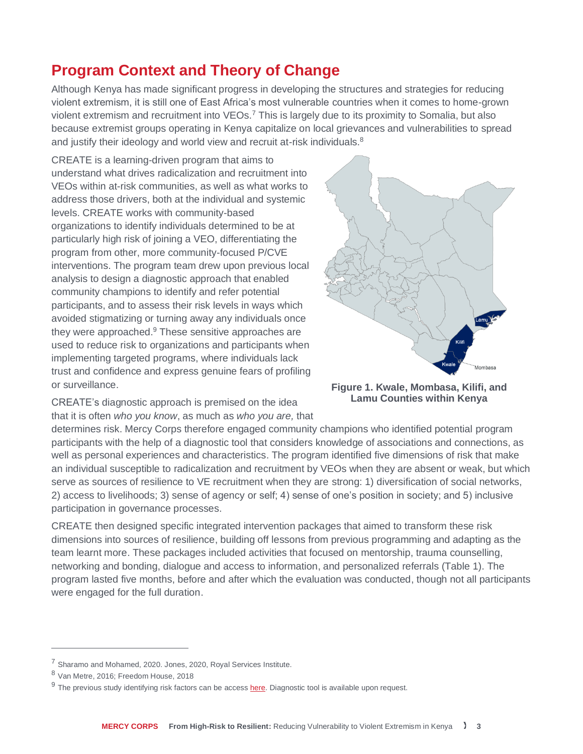## Program Context and Theory of Change

Although Kenya has made significant progress in developing the structures and strategies for reducing violent extremism, it is still one of East Africa's most vulnerable countries when it comes to home-grown violent extremism and recruitment into VEOs.[7] This is largely due to its proximity to Somalia, but also because extremist groups operating in Kenya capitalize on local grievances and vulnerabilities to spread and justify their ideology and world view and recruit at-risk individuals.[8]

CREATE is a learning-driven program that aims to understand what drives radicalization and recruitment into VEOs within at-risk communities, as well as what works to address those drivers, both at the individual and systemic levels. CREATE works with community-based organizations to identify individuals determined to be at particularly high risk of joining a VEO, differentiating the program from other, more community-focused P/CVE interventions. The program team drew upon previous local analysis to design a diagnostic approach that enabled community champions to identify and refer potential participants, and to assess their risk levels in ways which avoided stigmatizing or turning away any individuals once they were approached.[9] These sensitive approaches are used to reduce risk to organizations and participants when implementing targeted programs, where individuals lack trust and confidence and express genuine fears of profiling or surveillance.

**Figure 1. Kwale, Mombasa, Kilifi, and Lamu Counties within Kenya**

CREATE's diagnostic approach is premised on the idea that it is often *who you know*, as much as *who you are,* that determines risk. Mercy Corps therefore engaged community champions who identified potential program participants with the help of a diagnostic tool that considers knowledge of associations and connections, as well as personal experiences and characteristics. The program identified five dimensions of risk that make an individual susceptible to radicalization and recruitment by VEOs when they are absent or weak, but which serve as sources of resilience to VE recruitment when they are strong: 1) diversification of social networks, 2) access to livelihoods; 3) sense of agency or self; 4) sense of one's position in society; and 5) inclusive participation in governance processes.

CREATE then designed specific integrated intervention packages that aimed to transform these risk dimensions into sources of resilience, building off lessons from previous programming and adapting as the team learnt more. These packages included activities that focused on mentorship, trauma counselling, networking and bonding, dialogue and access to information, and personalized referrals (Table 1). The program lasted five months, before and after which the evaluation was conducted, though not all participants were engaged for the full duration.

---

[7] Sharamo and Mohamed, 2020. Jones, 2020, Royal Services Institute.

[8] Van Metre, 2016; Freedom House, 2018

[9] The previous study identifying risk factors can be access here. Diagnostic tool is available upon request.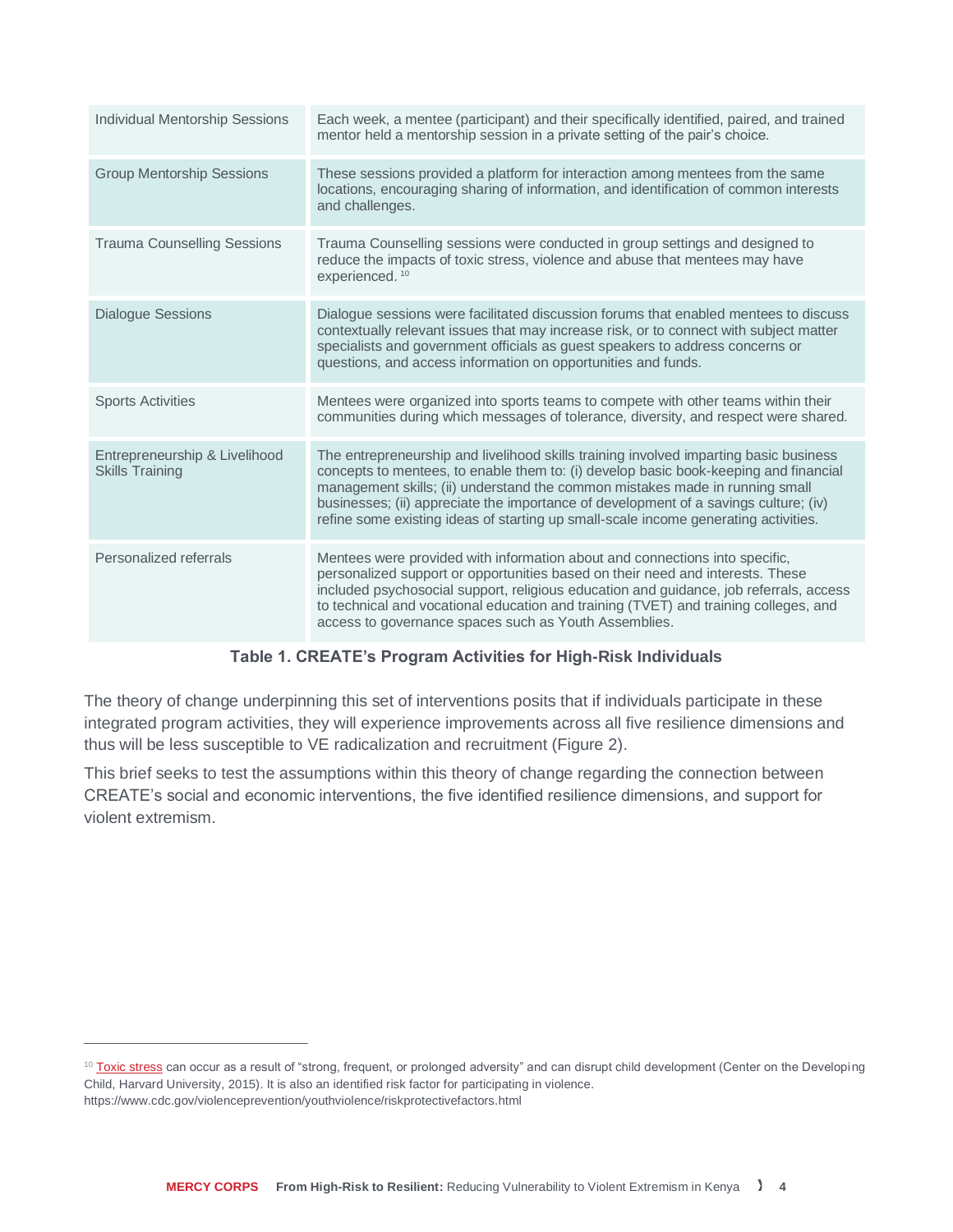| Activity | Description |
| --- | --- |
| Individual Mentorship Sessions | Each week, a mentee (participant) and their specifically identified, paired, and trained mentor held a mentorship session in a private setting of the pair's choice. |
| Group Mentorship Sessions | These sessions provided a platform for interaction among mentees from the same locations, encouraging sharing of information, and identification of common interests and challenges. |
| Trauma Counselling Sessions | Trauma Counselling sessions were conducted in group settings and designed to reduce the impacts of toxic stress, violence and abuse that mentees may have experienced. [10] |
| Dialogue Sessions | Dialogue sessions were facilitated discussion forums that enabled mentees to discuss contextually relevant issues that may increase risk, or to connect with subject matter specialists and government officials as guest speakers to address concerns or questions, and access information on opportunities and funds. |
| Sports Activities | Mentees were organized into sports teams to compete with other teams within their communities during which messages of tolerance, diversity, and respect were shared. |
| Entrepreneurship & Livelihood Skills Training | The entrepreneurship and livelihood skills training involved imparting basic business concepts to mentees, to enable them to: (i) develop basic book-keeping and financial management skills; (ii) understand the common mistakes made in running small businesses; (ii) appreciate the importance of development of a savings culture; (iv) refine some existing ideas of starting up small-scale income generating activities. |
| Personalized referrals | Mentees were provided with information about and connections into specific, personalized support or opportunities based on their need and interests. These included psychosocial support, religious education and guidance, job referrals, access to technical and vocational education and training (TVET) and training colleges, and access to governance spaces such as Youth Assemblies. |

**Table 1. CREATE's Program Activities for High-Risk Individuals**

The theory of change underpinning this set of interventions posits that if individuals participate in these integrated program activities, they will experience improvements across all five resilience dimensions and thus will be less susceptible to VE radicalization and recruitment (Figure 2).

This brief seeks to test the assumptions within this theory of change regarding the connection between CREATE's social and economic interventions, the five identified resilience dimensions, and support for violent extremism.

---

[10] Toxic stress can occur as a result of "strong, frequent, or prolonged adversity" and can disrupt child development (Center on the Developing Child, Harvard University, 2015). It is also an identified risk factor for participating in violence. https://www.cdc.gov/violenceprevention/youthviolence/riskprotectivefactors.html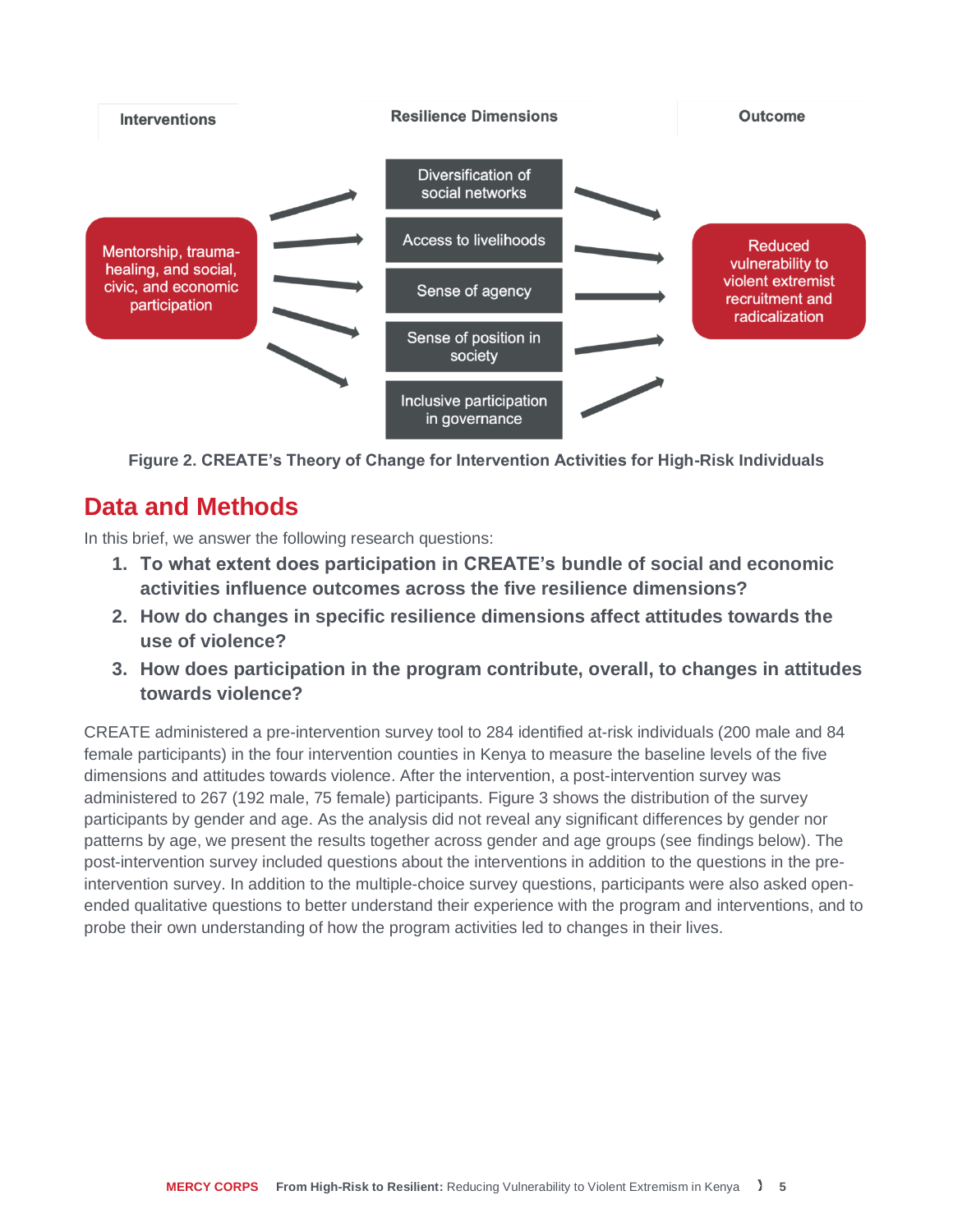| Interventions | Resilience Dimensions | Outcome |
| --- | --- | --- |
| Mentorship, trauma-healing, and social, civic, and economic participation | Diversification of social networks | Reduced vulnerability to violent extremist recruitment and radicalization |
| | Access to livelihoods | |
| | Sense of agency | |
| | Sense of position in society | |
| | Inclusive participation in governance | |

**Figure 2. CREATE's Theory of Change for Intervention Activities for High-Risk Individuals**

## Data and Methods

In this brief, we answer the following research questions:

1. **To what extent does participation in CREATE's bundle of social and economic activities influence outcomes across the five resilience dimensions?**
2. **How do changes in specific resilience dimensions affect attitudes towards the use of violence?**
3. **How does participation in the program contribute, overall, to changes in attitudes towards violence?**

CREATE administered a pre-intervention survey tool to 284 identified at-risk individuals (200 male and 84 female participants) in the four intervention counties in Kenya to measure the baseline levels of the five dimensions and attitudes towards violence. After the intervention, a post-intervention survey was administered to 267 (192 male, 75 female) participants. Figure 3 shows the distribution of the survey participants by gender and age. As the analysis did not reveal any significant differences by gender nor patterns by age, we present the results together across gender and age groups (see findings below). The post-intervention survey included questions about the interventions in addition to the questions in the pre-intervention survey. In addition to the multiple-choice survey questions, participants were also asked open-ended qualitative questions to better understand their experience with the program and interventions, and to probe their own understanding of how the program activities led to changes in their lives.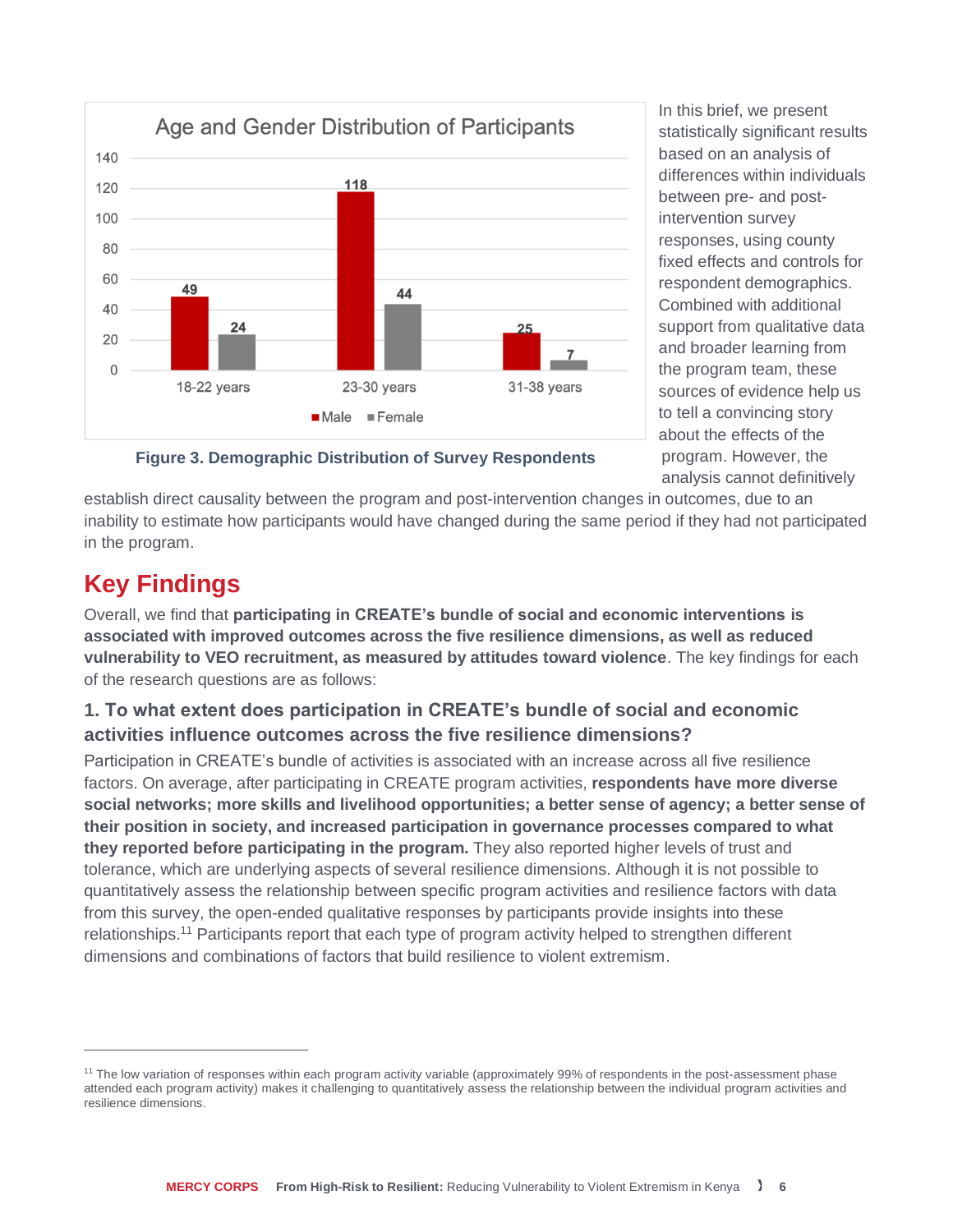Figure 3. Demographic Distribution of Survey Respondents

In this brief, we present statistically significant results based on an analysis of differences within individuals between pre- and post-intervention survey responses, using county fixed effects and controls for respondent demographics. Combined with additional support from qualitative data and broader learning from the program team, these sources of evidence help us to tell a convincing story about the effects of the program. However, the analysis cannot definitively establish direct causality between the program and post-intervention changes in outcomes, due to an inability to estimate how participants would have changed during the same period if they had not participated in the program.

## Key Findings

Overall, we find that **participating in CREATE's bundle of social and economic interventions is associated with improved outcomes across the five resilience dimensions, as well as reduced vulnerability to VEO recruitment, as measured by attitudes toward violence**. The key findings for each of the research questions are as follows:

### 1. To what extent does participation in CREATE's bundle of social and economic activities influence outcomes across the five resilience dimensions?

Participation in CREATE's bundle of activities is associated with an increase across all five resilience factors. On average, after participating in CREATE program activities, **respondents have more diverse social networks; more skills and livelihood opportunities; a better sense of agency; a better sense of their position in society, and increased participation in governance processes compared to what they reported before participating in the program.** They also reported higher levels of trust and tolerance, which are underlying aspects of several resilience dimensions. Although it is not possible to quantitatively assess the relationship between specific program activities and resilience factors with data from this survey, the open-ended qualitative responses by participants provide insights into these relationships.[11] Participants report that each type of program activity helped to strengthen different dimensions and combinations of factors that build resilience to violent extremism.

[11] The low variation of responses within each program activity variable (approximately 99% of respondents in the post-assessment phase attended each program activity) makes it challenging to quantitatively assess the relationship between the individual program activities and resilience dimensions.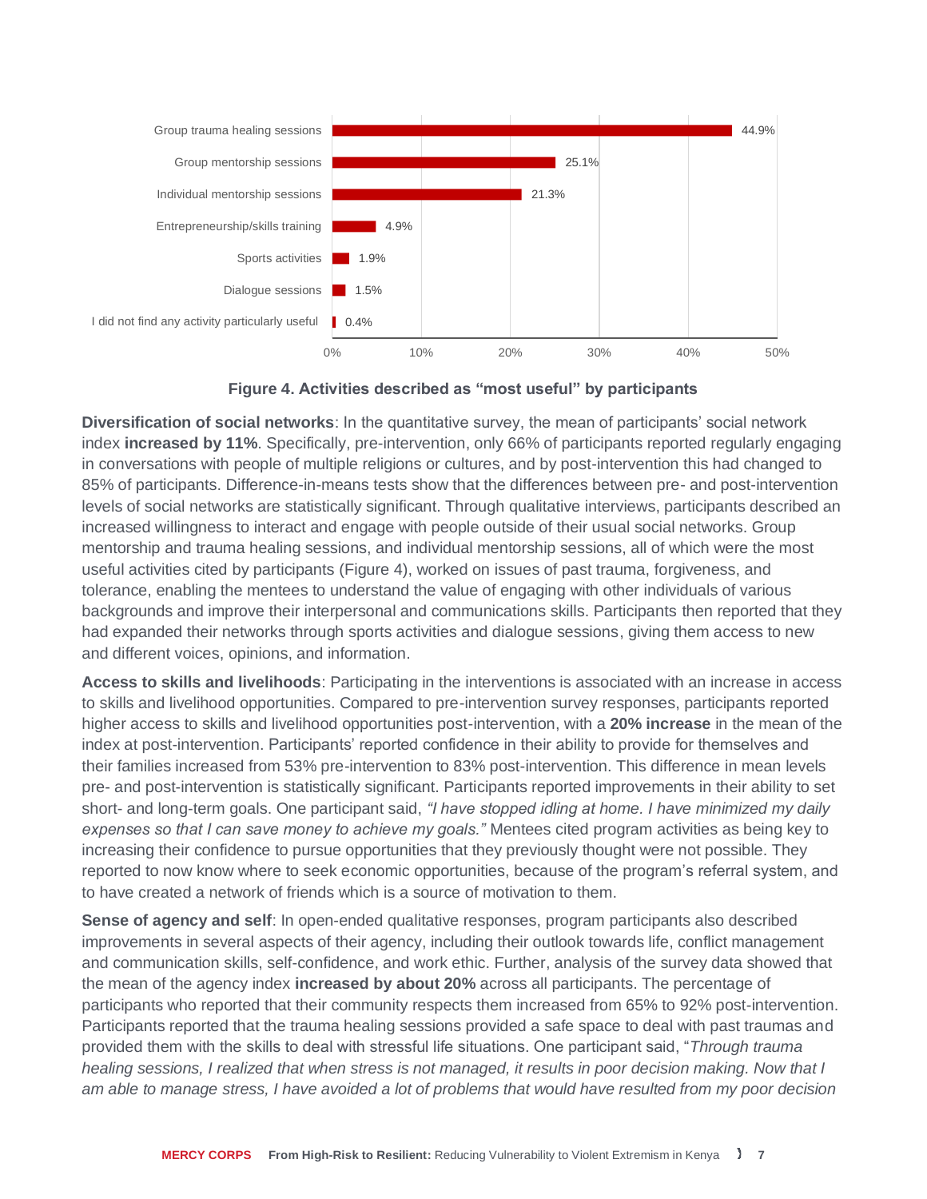| Activity | Percentage |
| --- | --- |
| Group trauma healing sessions | 44.9% |
| Group mentorship sessions | 25.1% |
| Individual mentorship sessions | 21.3% |
| Entrepreneurship/skills training | 4.9% |
| Sports activities | 1.9% |
| Dialogue sessions | 1.5% |
| I did not find any activity particularly useful | 0.4% |

**Figure 4. Activities described as “most useful” by participants**

**Diversification of social networks**: In the quantitative survey, the mean of participants' social network index **increased by 11%**. Specifically, pre-intervention, only 66% of participants reported regularly engaging in conversations with people of multiple religions or cultures, and by post-intervention this had changed to 85% of participants. Difference-in-means tests show that the differences between pre- and post-intervention levels of social networks are statistically significant. Through qualitative interviews, participants described an increased willingness to interact and engage with people outside of their usual social networks. Group mentorship and trauma healing sessions, and individual mentorship sessions, all of which were the most useful activities cited by participants (Figure 4), worked on issues of past trauma, forgiveness, and tolerance, enabling the mentees to understand the value of engaging with other individuals of various backgrounds and improve their interpersonal and communications skills. Participants then reported that they had expanded their networks through sports activities and dialogue sessions, giving them access to new and different voices, opinions, and information.

**Access to skills and livelihoods**: Participating in the interventions is associated with an increase in access to skills and livelihood opportunities. Compared to pre-intervention survey responses, participants reported higher access to skills and livelihood opportunities post-intervention, with a **20% increase** in the mean of the index at post-intervention. Participants' reported confidence in their ability to provide for themselves and their families increased from 53% pre-intervention to 83% post-intervention. This difference in mean levels pre- and post-intervention is statistically significant. Participants reported improvements in their ability to set short- and long-term goals. One participant said, *"I have stopped idling at home. I have minimized my daily expenses so that I can save money to achieve my goals."* Mentees cited program activities as being key to increasing their confidence to pursue opportunities that they previously thought were not possible. They reported to now know where to seek economic opportunities, because of the program's referral system, and to have created a network of friends which is a source of motivation to them.

**Sense of agency and self**: In open-ended qualitative responses, program participants also described improvements in several aspects of their agency, including their outlook towards life, conflict management and communication skills, self-confidence, and work ethic. Further, analysis of the survey data showed that the mean of the agency index **increased by about 20%** across all participants. The percentage of participants who reported that their community respects them increased from 65% to 92% post-intervention. Participants reported that the trauma healing sessions provided a safe space to deal with past traumas and provided them with the skills to deal with stressful life situations. One participant said, "*Through trauma healing sessions, I realized that when stress is not managed, it results in poor decision making. Now that I am able to manage stress, I have avoided a lot of problems that would have resulted from my poor decision*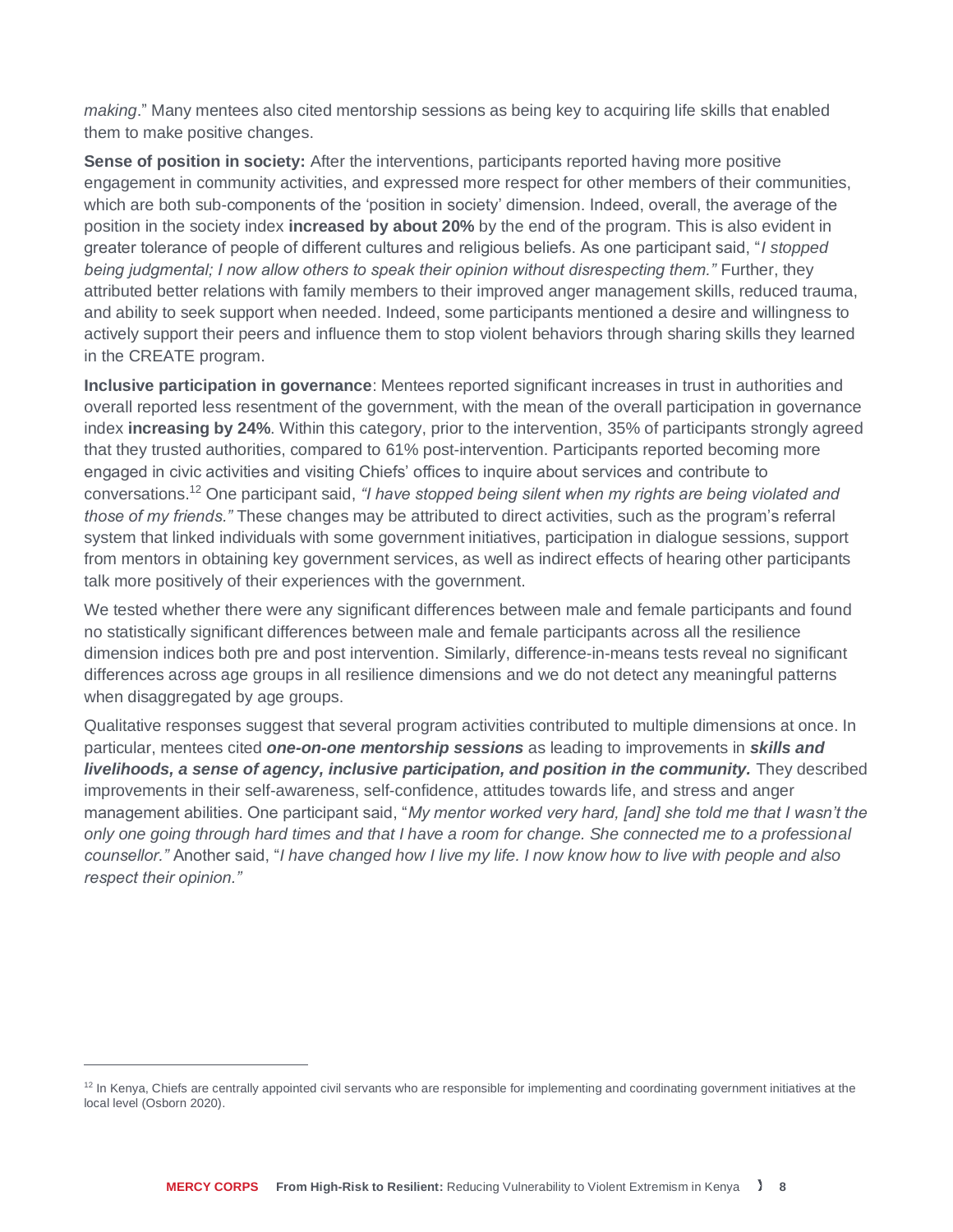*making*." Many mentees also cited mentorship sessions as being key to acquiring life skills that enabled them to make positive changes.

**Sense of position in society:** After the interventions, participants reported having more positive engagement in community activities, and expressed more respect for other members of their communities, which are both sub-components of the 'position in society' dimension. Indeed, overall, the average of the position in the society index **increased by about 20%** by the end of the program. This is also evident in greater tolerance of people of different cultures and religious beliefs. As one participant said, "*I stopped being judgmental; I now allow others to speak their opinion without disrespecting them."* Further, they attributed better relations with family members to their improved anger management skills, reduced trauma, and ability to seek support when needed. Indeed, some participants mentioned a desire and willingness to actively support their peers and influence them to stop violent behaviors through sharing skills they learned in the CREATE program.

**Inclusive participation in governance**: Mentees reported significant increases in trust in authorities and overall reported less resentment of the government, with the mean of the overall participation in governance index **increasing by 24%**. Within this category, prior to the intervention, 35% of participants strongly agreed that they trusted authorities, compared to 61% post-intervention. Participants reported becoming more engaged in civic activities and visiting Chiefs' offices to inquire about services and contribute to conversations.[12] One participant said, *"I have stopped being silent when my rights are being violated and those of my friends."* These changes may be attributed to direct activities, such as the program's referral system that linked individuals with some government initiatives, participation in dialogue sessions, support from mentors in obtaining key government services, as well as indirect effects of hearing other participants talk more positively of their experiences with the government.

We tested whether there were any significant differences between male and female participants and found no statistically significant differences between male and female participants across all the resilience dimension indices both pre and post intervention. Similarly, difference-in-means tests reveal no significant differences across age groups in all resilience dimensions and we do not detect any meaningful patterns when disaggregated by age groups.

Qualitative responses suggest that several program activities contributed to multiple dimensions at once. In particular, mentees cited ***one-on-one mentorship sessions*** as leading to improvements in ***skills and livelihoods, a sense of agency, inclusive participation, and position in the community.*** They described improvements in their self-awareness, self-confidence, attitudes towards life, and stress and anger management abilities. One participant said, "*My mentor worked very hard, [and] she told me that I wasn't the only one going through hard times and that I have a room for change. She connected me to a professional counsellor."* Another said, "*I have changed how I live my life. I now know how to live with people and also respect their opinion."*

[12] In Kenya, Chiefs are centrally appointed civil servants who are responsible for implementing and coordinating government initiatives at the local level (Osborn 2020).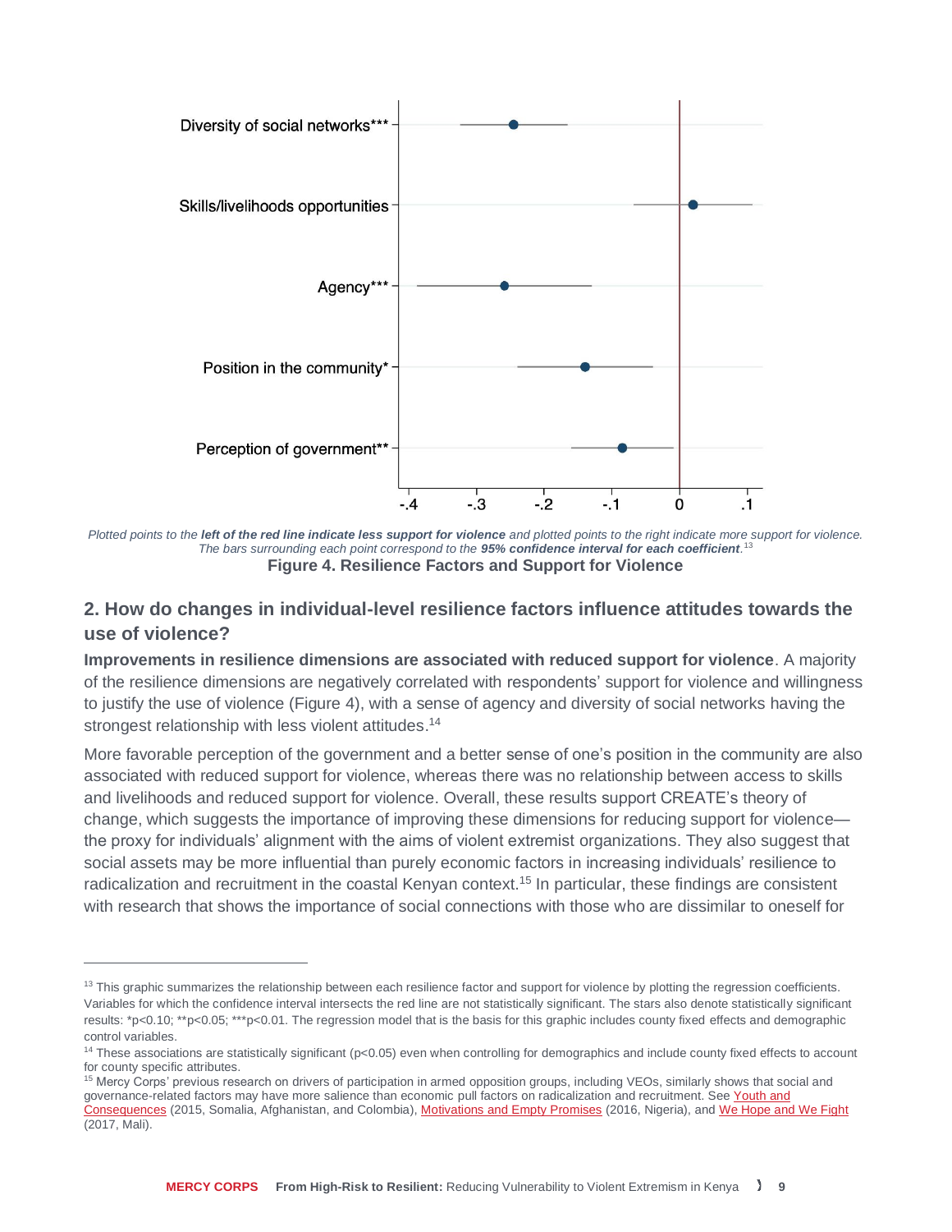Diversity of social networks***

Skills/livelihoods opportunities

Agency***

Position in the community*

Perception of government**

-.4 -.3 -.2 -.1 0 .1

*Plotted points to the **left of the red line indicate less support for violence** and plotted points to the right indicate more support for violence. The bars surrounding each point correspond to the **95% confidence interval for each coefficient**.*[13]

**Figure 4. Resilience Factors and Support for Violence**

## 2. How do changes in individual-level resilience factors influence attitudes towards the use of violence?

**Improvements in resilience dimensions are associated with reduced support for violence**. A majority of the resilience dimensions are negatively correlated with respondents' support for violence and willingness to justify the use of violence (Figure 4), with a sense of agency and diversity of social networks having the strongest relationship with less violent attitudes.[14]

More favorable perception of the government and a better sense of one's position in the community are also associated with reduced support for violence, whereas there was no relationship between access to skills and livelihoods and reduced support for violence. Overall, these results support CREATE's theory of change, which suggests the importance of improving these dimensions for reducing support for violence—the proxy for individuals' alignment with the aims of violent extremist organizations. They also suggest that social assets may be more influential than purely economic factors in increasing individuals' resilience to radicalization and recruitment in the coastal Kenyan context.[15] In particular, these findings are consistent with research that shows the importance of social connections with those who are dissimilar to oneself for

---

[13] This graphic summarizes the relationship between each resilience factor and support for violence by plotting the regression coefficients. Variables for which the confidence interval intersects the red line are not statistically significant. The stars also denote statistically significant results: *p<0.10; **p<0.05; ***p<0.01. The regression model that is the basis for this graphic includes county fixed effects and demographic control variables.

[14] These associations are statistically significant (p<0.05) even when controlling for demographics and include county fixed effects to account for county specific attributes.

[15] Mercy Corps' previous research on drivers of participation in armed opposition groups, including VEOs, similarly shows that social and governance-related factors may have more salience than economic pull factors on radicalization and recruitment. See Youth and Consequences (2015, Somalia, Afghanistan, and Colombia), Motivations and Empty Promises (2016, Nigeria), and We Hope and We Fight (2017, Mali).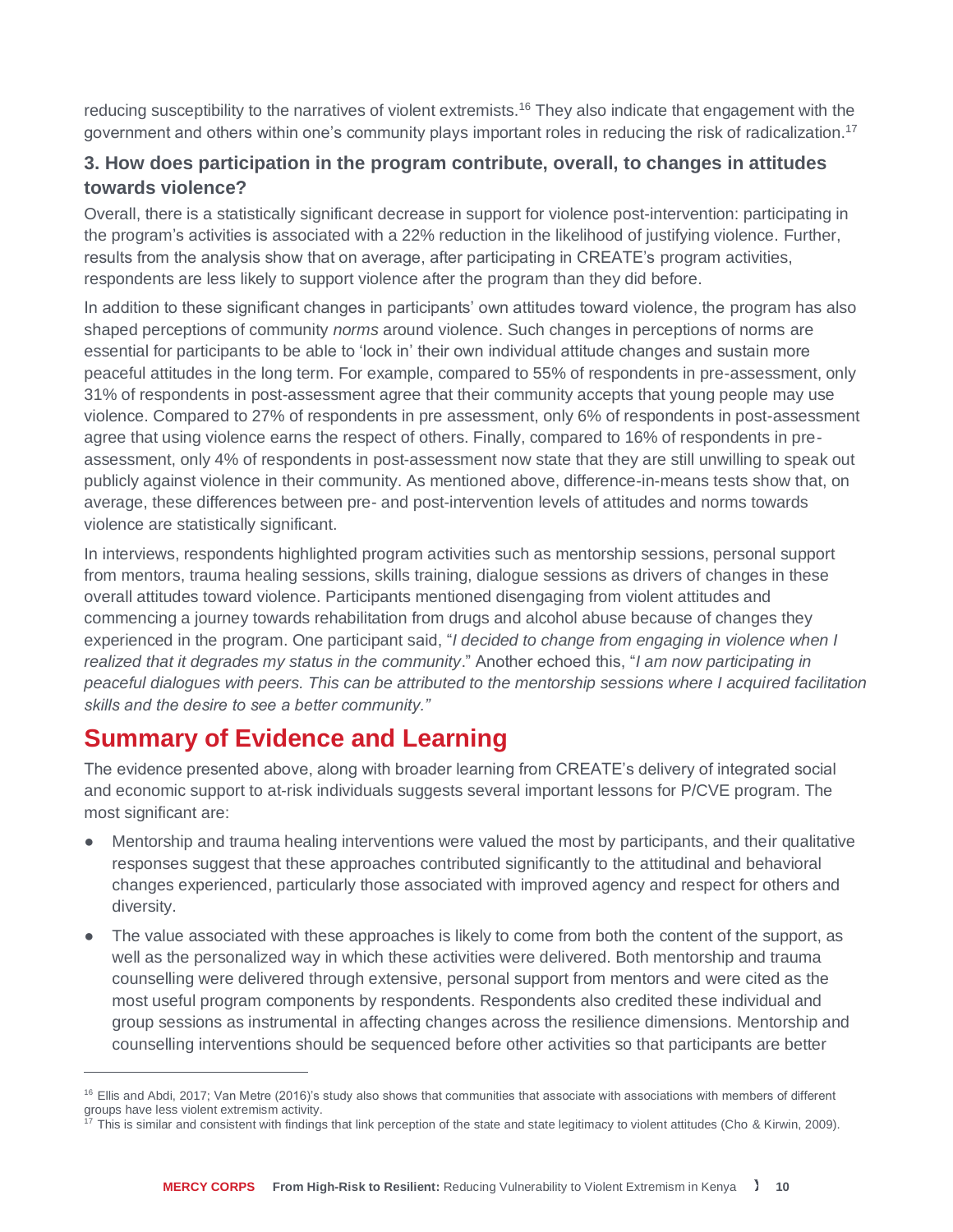reducing susceptibility to the narratives of violent extremists.[16] They also indicate that engagement with the government and others within one's community plays important roles in reducing the risk of radicalization.[17]

### 3. How does participation in the program contribute, overall, to changes in attitudes towards violence?

Overall, there is a statistically significant decrease in support for violence post-intervention: participating in the program's activities is associated with a 22% reduction in the likelihood of justifying violence. Further, results from the analysis show that on average, after participating in CREATE's program activities, respondents are less likely to support violence after the program than they did before.

In addition to these significant changes in participants' own attitudes toward violence, the program has also shaped perceptions of community *norms* around violence. Such changes in perceptions of norms are essential for participants to be able to 'lock in' their own individual attitude changes and sustain more peaceful attitudes in the long term. For example, compared to 55% of respondents in pre-assessment, only 31% of respondents in post-assessment agree that their community accepts that young people may use violence. Compared to 27% of respondents in pre assessment, only 6% of respondents in post-assessment agree that using violence earns the respect of others. Finally, compared to 16% of respondents in pre-assessment, only 4% of respondents in post-assessment now state that they are still unwilling to speak out publicly against violence in their community. As mentioned above, difference-in-means tests show that, on average, these differences between pre- and post-intervention levels of attitudes and norms towards violence are statistically significant.

In interviews, respondents highlighted program activities such as mentorship sessions, personal support from mentors, trauma healing sessions, skills training, dialogue sessions as drivers of changes in these overall attitudes toward violence. Participants mentioned disengaging from violent attitudes and commencing a journey towards rehabilitation from drugs and alcohol abuse because of changes they experienced in the program. One participant said, "*I decided to change from engaging in violence when I realized that it degrades my status in the community*." Another echoed this, "*I am now participating in peaceful dialogues with peers. This can be attributed to the mentorship sessions where I acquired facilitation skills and the desire to see a better community."*

## Summary of Evidence and Learning

The evidence presented above, along with broader learning from CREATE's delivery of integrated social and economic support to at-risk individuals suggests several important lessons for P/CVE program. The most significant are:

- Mentorship and trauma healing interventions were valued the most by participants, and their qualitative responses suggest that these approaches contributed significantly to the attitudinal and behavioral changes experienced, particularly those associated with improved agency and respect for others and diversity.
- The value associated with these approaches is likely to come from both the content of the support, as well as the personalized way in which these activities were delivered. Both mentorship and trauma counselling were delivered through extensive, personal support from mentors and were cited as the most useful program components by respondents. Respondents also credited these individual and group sessions as instrumental in affecting changes across the resilience dimensions. Mentorship and counselling interventions should be sequenced before other activities so that participants are better

---

[16] Ellis and Abdi, 2017; Van Metre (2016)'s study also shows that communities that associate with associations with members of different groups have less violent extremism activity.

[17] This is similar and consistent with findings that link perception of the state and state legitimacy to violent attitudes (Cho & Kirwin, 2009).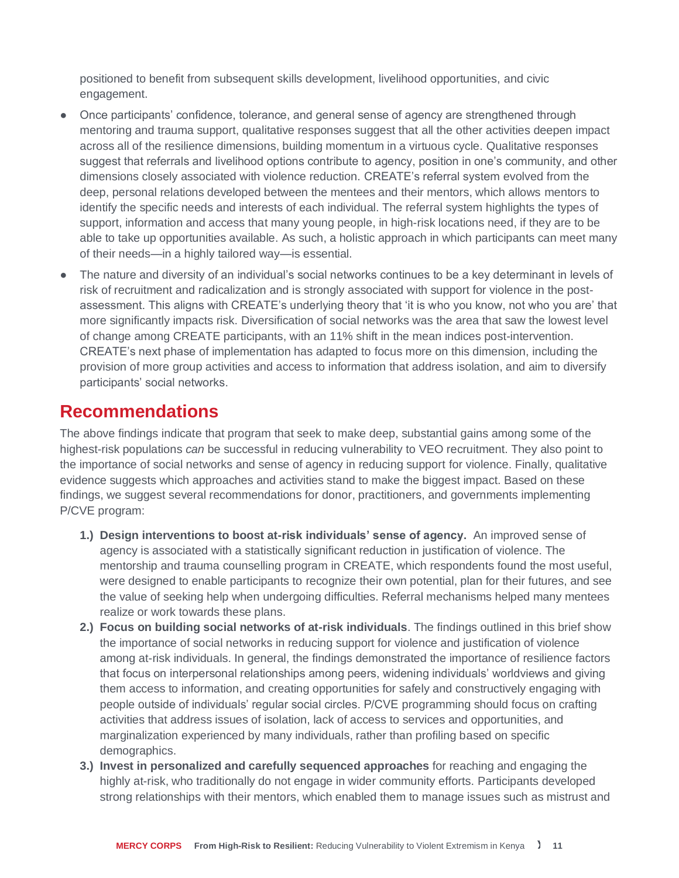positioned to benefit from subsequent skills development, livelihood opportunities, and civic engagement.

- Once participants' confidence, tolerance, and general sense of agency are strengthened through mentoring and trauma support, qualitative responses suggest that all the other activities deepen impact across all of the resilience dimensions, building momentum in a virtuous cycle. Qualitative responses suggest that referrals and livelihood options contribute to agency, position in one's community, and other dimensions closely associated with violence reduction. CREATE's referral system evolved from the deep, personal relations developed between the mentees and their mentors, which allows mentors to identify the specific needs and interests of each individual. The referral system highlights the types of support, information and access that many young people, in high-risk locations need, if they are to be able to take up opportunities available. As such, a holistic approach in which participants can meet many of their needs—in a highly tailored way—is essential.
- The nature and diversity of an individual's social networks continues to be a key determinant in levels of risk of recruitment and radicalization and is strongly associated with support for violence in the post-assessment. This aligns with CREATE's underlying theory that 'it is who you know, not who you are' that more significantly impacts risk. Diversification of social networks was the area that saw the lowest level of change among CREATE participants, with an 11% shift in the mean indices post-intervention. CREATE's next phase of implementation has adapted to focus more on this dimension, including the provision of more group activities and access to information that address isolation, and aim to diversify participants' social networks.

## Recommendations

The above findings indicate that program that seek to make deep, substantial gains among some of the highest-risk populations *can* be successful in reducing vulnerability to VEO recruitment. They also point to the importance of social networks and sense of agency in reducing support for violence. Finally, qualitative evidence suggests which approaches and activities stand to make the biggest impact. Based on these findings, we suggest several recommendations for donor, practitioners, and governments implementing P/CVE program:

1.) **Design interventions to boost at-risk individuals' sense of agency.** An improved sense of agency is associated with a statistically significant reduction in justification of violence. The mentorship and trauma counselling program in CREATE, which respondents found the most useful, were designed to enable participants to recognize their own potential, plan for their futures, and see the value of seeking help when undergoing difficulties. Referral mechanisms helped many mentees realize or work towards these plans.

2.) **Focus on building social networks of at-risk individuals**. The findings outlined in this brief show the importance of social networks in reducing support for violence and justification of violence among at-risk individuals. In general, the findings demonstrated the importance of resilience factors that focus on interpersonal relationships among peers, widening individuals' worldviews and giving them access to information, and creating opportunities for safely and constructively engaging with people outside of individuals' regular social circles. P/CVE programming should focus on crafting activities that address issues of isolation, lack of access to services and opportunities, and marginalization experienced by many individuals, rather than profiling based on specific demographics.

3.) **Invest in personalized and carefully sequenced approaches** for reaching and engaging the highly at-risk, who traditionally do not engage in wider community efforts. Participants developed strong relationships with their mentors, which enabled them to manage issues such as mistrust and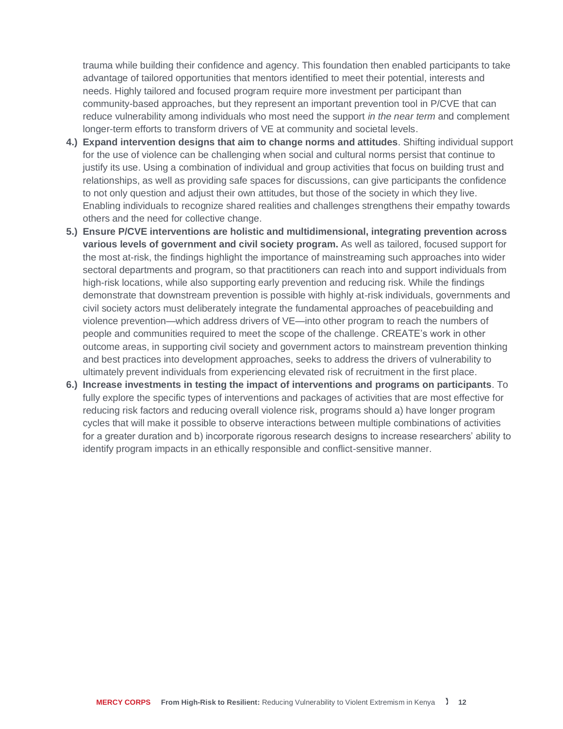trauma while building their confidence and agency. This foundation then enabled participants to take advantage of tailored opportunities that mentors identified to meet their potential, interests and needs. Highly tailored and focused program require more investment per participant than community-based approaches, but they represent an important prevention tool in P/CVE that can reduce vulnerability among individuals who most need the support *in the near term* and complement longer-term efforts to transform drivers of VE at community and societal levels.

4.) **Expand intervention designs that aim to change norms and attitudes**. Shifting individual support for the use of violence can be challenging when social and cultural norms persist that continue to justify its use. Using a combination of individual and group activities that focus on building trust and relationships, as well as providing safe spaces for discussions, can give participants the confidence to not only question and adjust their own attitudes, but those of the society in which they live. Enabling individuals to recognize shared realities and challenges strengthens their empathy towards others and the need for collective change.

5.) **Ensure P/CVE interventions are holistic and multidimensional, integrating prevention across various levels of government and civil society program.** As well as tailored, focused support for the most at-risk, the findings highlight the importance of mainstreaming such approaches into wider sectoral departments and program, so that practitioners can reach into and support individuals from high-risk locations, while also supporting early prevention and reducing risk. While the findings demonstrate that downstream prevention is possible with highly at-risk individuals, governments and civil society actors must deliberately integrate the fundamental approaches of peacebuilding and violence prevention—which address drivers of VE—into other program to reach the numbers of people and communities required to meet the scope of the challenge. CREATE's work in other outcome areas, in supporting civil society and government actors to mainstream prevention thinking and best practices into development approaches, seeks to address the drivers of vulnerability to ultimately prevent individuals from experiencing elevated risk of recruitment in the first place.

6.) **Increase investments in testing the impact of interventions and programs on participants**. To fully explore the specific types of interventions and packages of activities that are most effective for reducing risk factors and reducing overall violence risk, programs should a) have longer program cycles that will make it possible to observe interactions between multiple combinations of activities for a greater duration and b) incorporate rigorous research designs to increase researchers' ability to identify program impacts in an ethically responsible and conflict-sensitive manner.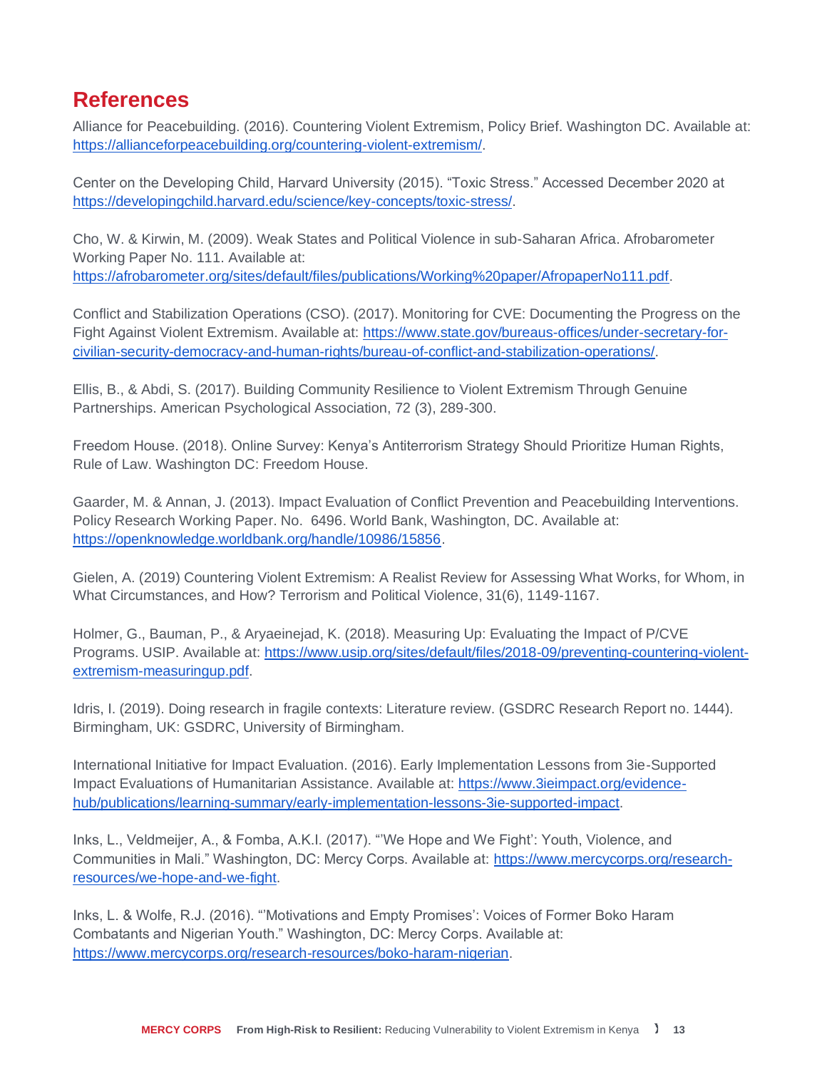## References

Alliance for Peacebuilding. (2016). Countering Violent Extremism, Policy Brief. Washington DC. Available at: https://allianceforpeacebuilding.org/countering-violent-extremism/.

Center on the Developing Child, Harvard University (2015). "Toxic Stress." Accessed December 2020 at https://developingchild.harvard.edu/science/key-concepts/toxic-stress/.

Cho, W. & Kirwin, M. (2009). Weak States and Political Violence in sub-Saharan Africa. Afrobarometer Working Paper No. 111. Available at: https://afrobarometer.org/sites/default/files/publications/Working%20paper/AfropaperNo111.pdf.

Conflict and Stabilization Operations (CSO). (2017). Monitoring for CVE: Documenting the Progress on the Fight Against Violent Extremism. Available at: https://www.state.gov/bureaus-offices/under-secretary-for-civilian-security-democracy-and-human-rights/bureau-of-conflict-and-stabilization-operations/.

Ellis, B., & Abdi, S. (2017). Building Community Resilience to Violent Extremism Through Genuine Partnerships. American Psychological Association, 72 (3), 289-300.

Freedom House. (2018). Online Survey: Kenya's Antiterrorism Strategy Should Prioritize Human Rights, Rule of Law. Washington DC: Freedom House.

Gaarder, M. & Annan, J. (2013). Impact Evaluation of Conflict Prevention and Peacebuilding Interventions. Policy Research Working Paper. No. 6496. World Bank, Washington, DC. Available at: https://openknowledge.worldbank.org/handle/10986/15856.

Gielen, A. (2019) Countering Violent Extremism: A Realist Review for Assessing What Works, for Whom, in What Circumstances, and How? Terrorism and Political Violence, 31(6), 1149-1167.

Holmer, G., Bauman, P., & Aryaeinejad, K. (2018). Measuring Up: Evaluating the Impact of P/CVE Programs. USIP. Available at: https://www.usip.org/sites/default/files/2018-09/preventing-countering-violent-extremism-measuringup.pdf.

Idris, I. (2019). Doing research in fragile contexts: Literature review. (GSDRC Research Report no. 1444). Birmingham, UK: GSDRC, University of Birmingham.

International Initiative for Impact Evaluation. (2016). Early Implementation Lessons from 3ie-Supported Impact Evaluations of Humanitarian Assistance. Available at: https://www.3ieimpact.org/evidence-hub/publications/learning-summary/early-implementation-lessons-3ie-supported-impact.

Inks, L., Veldmeijer, A., & Fomba, A.K.I. (2017). "'We Hope and We Fight': Youth, Violence, and Communities in Mali." Washington, DC: Mercy Corps. Available at: https://www.mercycorps.org/research-resources/we-hope-and-we-fight.

Inks, L. & Wolfe, R.J. (2016). "'Motivations and Empty Promises': Voices of Former Boko Haram Combatants and Nigerian Youth." Washington, DC: Mercy Corps. Available at: https://www.mercycorps.org/research-resources/boko-haram-nigerian.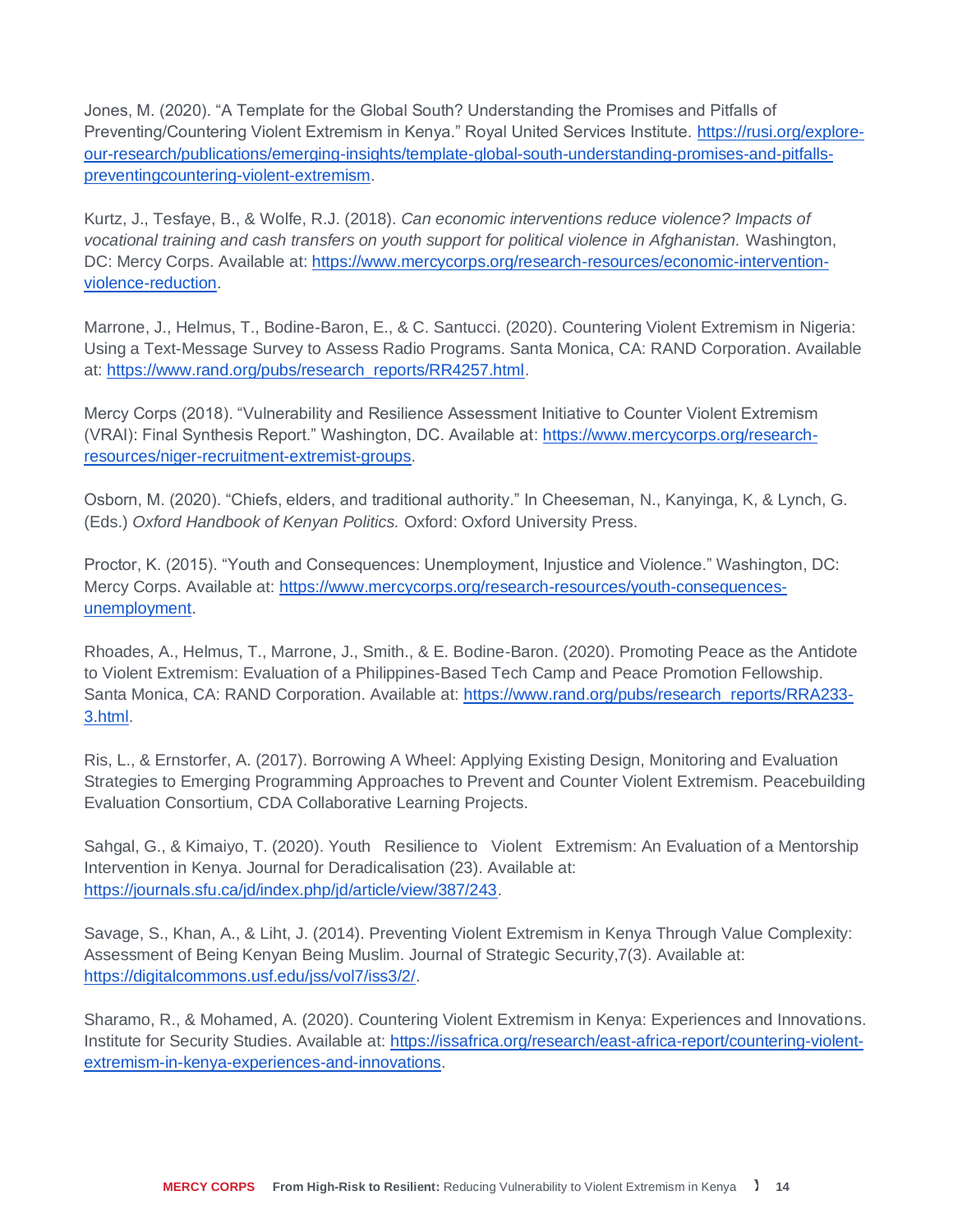Jones, M. (2020). “A Template for the Global South? Understanding the Promises and Pitfalls of Preventing/Countering Violent Extremism in Kenya.” Royal United Services Institute. https://rusi.org/explore-our-research/publications/emerging-insights/template-global-south-understanding-promises-and-pitfalls-preventingcountering-violent-extremism.

Kurtz, J., Tesfaye, B., & Wolfe, R.J. (2018). *Can economic interventions reduce violence? Impacts of vocational training and cash transfers on youth support for political violence in Afghanistan.* Washington, DC: Mercy Corps. Available at: https://www.mercycorps.org/research-resources/economic-intervention-violence-reduction.

Marrone, J., Helmus, T., Bodine-Baron, E., & C. Santucci. (2020). Countering Violent Extremism in Nigeria: Using a Text-Message Survey to Assess Radio Programs. Santa Monica, CA: RAND Corporation. Available at: https://www.rand.org/pubs/research_reports/RR4257.html.

Mercy Corps (2018). “Vulnerability and Resilience Assessment Initiative to Counter Violent Extremism (VRAI): Final Synthesis Report.” Washington, DC. Available at: https://www.mercycorps.org/research-resources/niger-recruitment-extremist-groups.

Osborn, M. (2020). “Chiefs, elders, and traditional authority.” In Cheeseman, N., Kanyinga, K, & Lynch, G. (Eds.) *Oxford Handbook of Kenyan Politics.* Oxford: Oxford University Press.

Proctor, K. (2015). “Youth and Consequences: Unemployment, Injustice and Violence.” Washington, DC: Mercy Corps. Available at: https://www.mercycorps.org/research-resources/youth-consequences-unemployment.

Rhoades, A., Helmus, T., Marrone, J., Smith., & E. Bodine-Baron. (2020). Promoting Peace as the Antidote to Violent Extremism: Evaluation of a Philippines-Based Tech Camp and Peace Promotion Fellowship. Santa Monica, CA: RAND Corporation. Available at: https://www.rand.org/pubs/research_reports/RRA233-3.html.

Ris, L., & Ernstorfer, A. (2017). Borrowing A Wheel: Applying Existing Design, Monitoring and Evaluation Strategies to Emerging Programming Approaches to Prevent and Counter Violent Extremism. Peacebuilding Evaluation Consortium, CDA Collaborative Learning Projects.

Sahgal, G., & Kimaiyo, T. (2020). Youth Resilience to Violent Extremism: An Evaluation of a Mentorship Intervention in Kenya. Journal for Deradicalisation (23). Available at: https://journals.sfu.ca/jd/index.php/jd/article/view/387/243.

Savage, S., Khan, A., & Liht, J. (2014). Preventing Violent Extremism in Kenya Through Value Complexity: Assessment of Being Kenyan Being Muslim. Journal of Strategic Security,7(3). Available at: https://digitalcommons.usf.edu/jss/vol7/iss3/2/.

Sharamo, R., & Mohamed, A. (2020). Countering Violent Extremism in Kenya: Experiences and Innovations. Institute for Security Studies. Available at: https://issafrica.org/research/east-africa-report/countering-violent-extremism-in-kenya-experiences-and-innovations.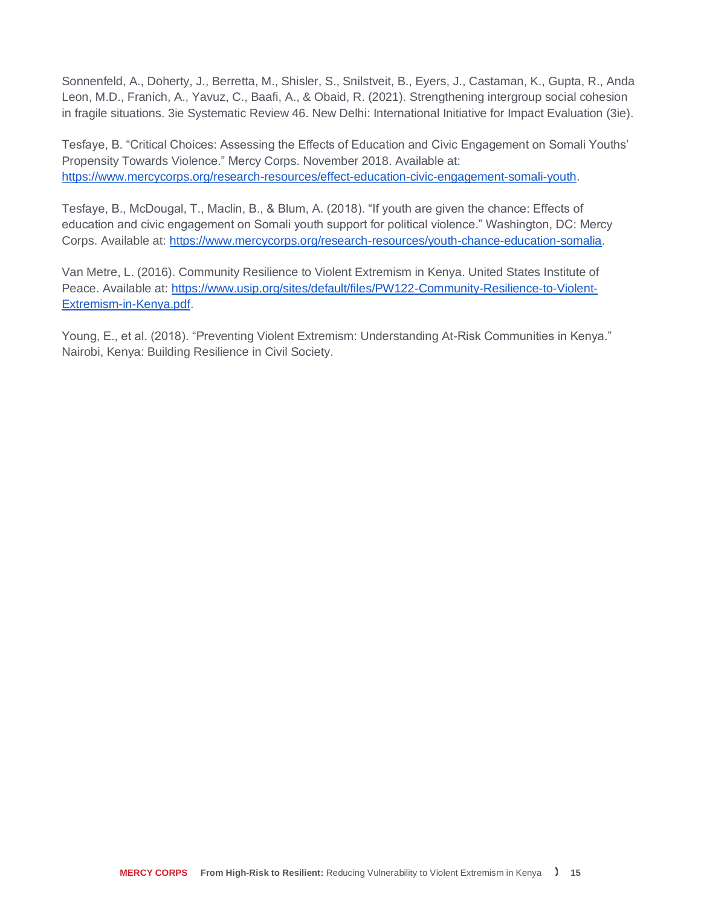Sonnenfeld, A., Doherty, J., Berretta, M., Shisler, S., Snilstveit, B., Eyers, J., Castaman, K., Gupta, R., Anda Leon, M.D., Franich, A., Yavuz, C., Baafi, A., & Obaid, R. (2021). Strengthening intergroup social cohesion in fragile situations. 3ie Systematic Review 46. New Delhi: International Initiative for Impact Evaluation (3ie).

Tesfaye, B. "Critical Choices: Assessing the Effects of Education and Civic Engagement on Somali Youths' Propensity Towards Violence." Mercy Corps. November 2018. Available at: https://www.mercycorps.org/research-resources/effect-education-civic-engagement-somali-youth.

Tesfaye, B., McDougal, T., Maclin, B., & Blum, A. (2018). "If youth are given the chance: Effects of education and civic engagement on Somali youth support for political violence." Washington, DC: Mercy Corps. Available at: https://www.mercycorps.org/research-resources/youth-chance-education-somalia.

Van Metre, L. (2016). Community Resilience to Violent Extremism in Kenya. United States Institute of Peace. Available at: https://www.usip.org/sites/default/files/PW122-Community-Resilience-to-Violent-Extremism-in-Kenya.pdf.

Young, E., et al. (2018). "Preventing Violent Extremism: Understanding At-Risk Communities in Kenya." Nairobi, Kenya: Building Resilience in Civil Society.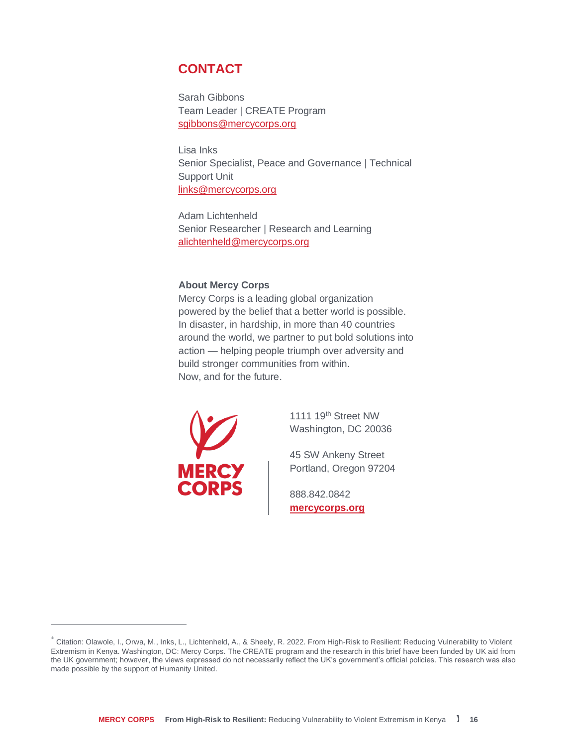## CONTACT

Sarah Gibbons
Team Leader | CREATE Program
sgibbons@mercycorps.org

Lisa Inks
Senior Specialist, Peace and Governance | Technical Support Unit
links@mercycorps.org

Adam Lichtenheld
Senior Researcher | Research and Learning
alichtenheld@mercycorps.org

**About Mercy Corps**
Mercy Corps is a leading global organization powered by the belief that a better world is possible. In disaster, in hardship, in more than 40 countries around the world, we partner to put bold solutions into action — helping people triumph over adversity and build stronger communities from within.
Now, and for the future.

MERCY CORPS

1111 19th Street NW
Washington, DC 20036

45 SW Ankeny Street
Portland, Oregon 97204

888.842.0842
**mercycorps.org**

---

* Citation: Olawole, I., Orwa, M., Inks, L., Lichtenheld, A., & Sheely, R. 2022. From High-Risk to Resilient: Reducing Vulnerability to Violent Extremism in Kenya. Washington, DC: Mercy Corps. The CREATE program and the research in this brief have been funded by UK aid from the UK government; however, the views expressed do not necessarily reflect the UK's government's official policies. This research was also made possible by the support of Humanity United.